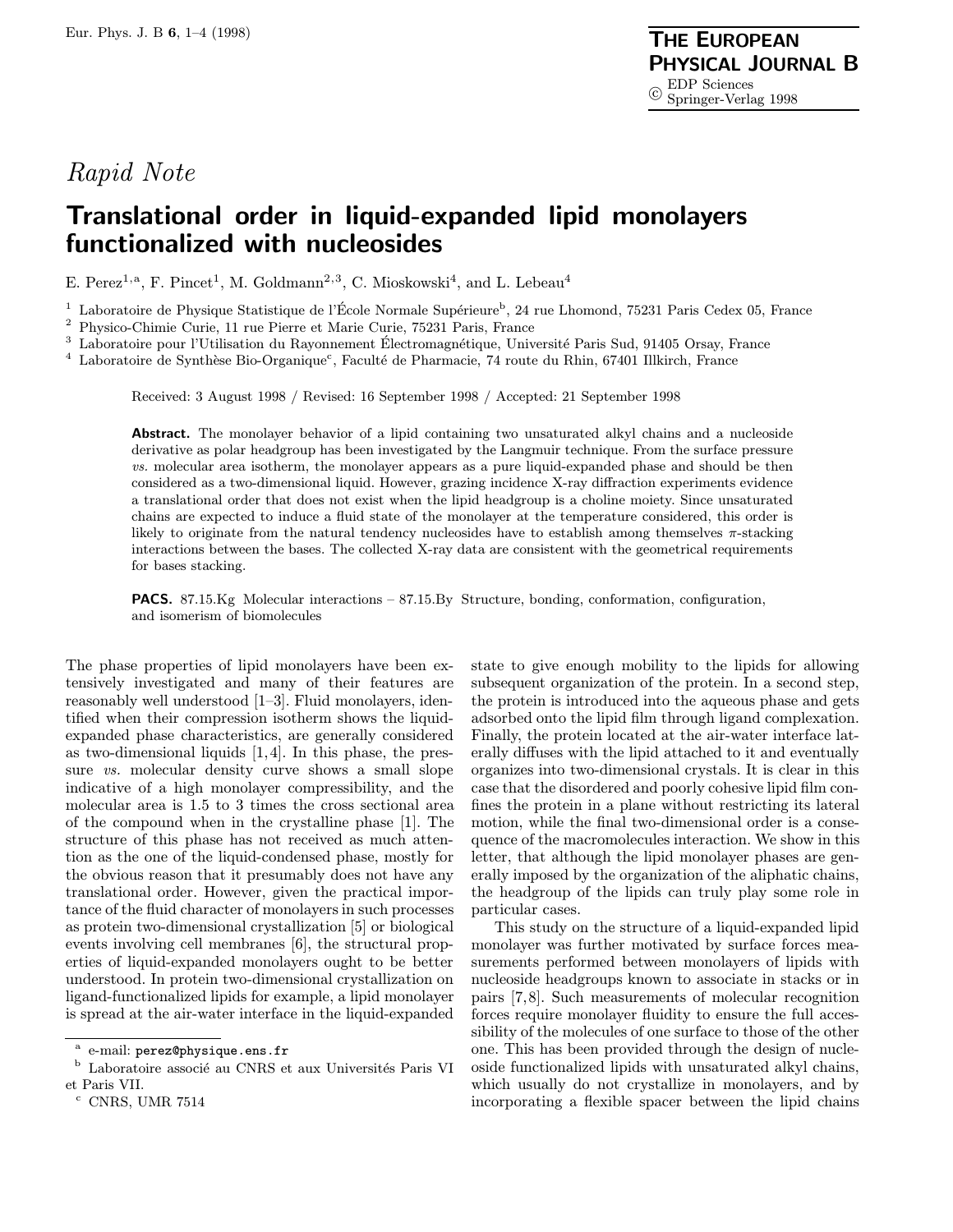*Rapid Note*

# Translational order in liquid-expanded lipid monolayers functionalized with nucleosides

E. Perez[1,a], F. Pincet[1], M. Goldmann[2,3], C. Mioskowski[4], and L. Lebeau[4]

[1] Laboratoire de Physique Statistique de l'École Normale Supérieure[b], 24 rue Lhomond, 75231 Paris Cedex 05, France
[2] Physico-Chimie Curie, 11 rue Pierre et Marie Curie, 75231 Paris, France
[3] Laboratoire pour l'Utilisation du Rayonnement Électromagnétique, Université Paris Sud, 91405 Orsay, France
[4] Laboratoire de Synthèse Bio-Organique[c], Faculté de Pharmacie, 74 route du Rhin, 67401 Illkirch, France

Received: 3 August 1998 / Revised: 16 September 1998 / Accepted: 21 September 1998

**Abstract.** The monolayer behavior of a lipid containing two unsaturated alkyl chains and a nucleoside derivative as polar headgroup has been investigated by the Langmuir technique. From the surface pressure *vs.* molecular area isotherm, the monolayer appears as a pure liquid-expanded phase and should be then considered as a two-dimensional liquid. However, grazing incidence X-ray diffraction experiments evidence a translational order that does not exist when the lipid headgroup is a choline moiety. Since unsaturated chains are expected to induce a fluid state of the monolayer at the temperature considered, this order is likely to originate from the natural tendency nucleosides have to establish among themselves $\pi$-stacking interactions between the bases. The collected X-ray data are consistent with the geometrical requirements for bases stacking.

**PACS.** 87.15.Kg Molecular interactions – 87.15.By Structure, bonding, conformation, configuration, and isomerism of biomolecules

The phase properties of lipid monolayers have been extensively investigated and many of their features are reasonably well understood [1–3]. Fluid monolayers, identified when their compression isotherm shows the liquid-expanded phase characteristics, are generally considered as two-dimensional liquids [1,4]. In this phase, the pressure *vs.* molecular density curve shows a small slope indicative of a high monolayer compressibility, and the molecular area is 1.5 to 3 times the cross sectional area of the compound when in the crystalline phase [1]. The structure of this phase has not received as much attention as the one of the liquid-condensed phase, mostly for the obvious reason that it presumably does not have any translational order. However, given the practical importance of the fluid character of monolayers in such processes as protein two-dimensional crystallization [5] or biological events involving cell membranes [6], the structural properties of liquid-expanded monolayers ought to be better understood. In protein two-dimensional crystallization on ligand-functionalized lipids for example, a lipid monolayer is spread at the air-water interface in the liquid-expanded state to give enough mobility to the lipids for allowing subsequent organization of the protein. In a second step, the protein is introduced into the aqueous phase and gets adsorbed onto the lipid film through ligand complexation. Finally, the protein located at the air-water interface laterally diffuses with the lipid attached to it and eventually organizes into two-dimensional crystals. It is clear in this case that the disordered and poorly cohesive lipid film confines the protein in a plane without restricting its lateral motion, while the final two-dimensional order is a consequence of the macromolecules interaction. We show in this letter, that although the lipid monolayer phases are generally imposed by the organization of the aliphatic chains, the headgroup of the lipids can truly play some role in particular cases.

This study on the structure of a liquid-expanded lipid monolayer was further motivated by surface forces measurements performed between monolayers of lipids with nucleoside headgroups known to associate in stacks or in pairs [7,8]. Such measurements of molecular recognition forces require monolayer fluidity to ensure the full accessibility of the molecules of one surface to those of the other one. This has been provided through the design of nucleoside functionalized lipids with unsaturated alkyl chains, which usually do not crystallize in monolayers, and by incorporating a flexible spacer between the lipid chains

[a] e-mail: perez@physique.ens.fr
[b] Laboratoire associé au CNRS et aux Universités Paris VI et Paris VII.
[c] CNRS, UMR 7514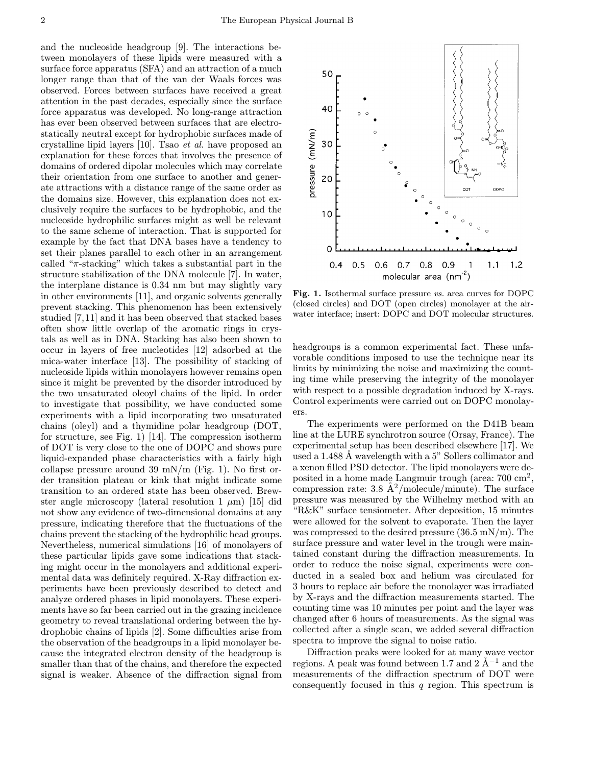and the nucleoside headgroup [9]. The interactions between monolayers of these lipids were measured with a surface force apparatus (SFA) and an attraction of a much longer range than that of the van der Waals forces was observed. Forces between surfaces have received a great attention in the past decades, especially since the surface force apparatus was developed. No long-range attraction has ever been observed between surfaces that are electrostatically neutral except for hydrophobic surfaces made of crystalline lipid layers [10]. Tsao *et al.* have proposed an explanation for these forces that involves the presence of domains of ordered dipolar molecules which may correlate their orientation from one surface to another and generate attractions with a distance range of the same order as the domains size. However, this explanation does not exclusively require the surfaces to be hydrophobic, and the nucleoside hydrophilic surfaces might as well be relevant to the same scheme of interaction. That is supported for example by the fact that DNA bases have a tendency to set their planes parallel to each other in an arrangement called "$\pi$-stacking" which takes a substantial part in the structure stabilization of the DNA molecule [7]. In water, the interplane distance is 0.34 nm but may slightly vary in other environments [11], and organic solvents generally prevent stacking. This phenomenon has been extensively studied [7,11] and it has been observed that stacked bases often show little overlap of the aromatic rings in crystals as well as in DNA. Stacking has also been shown to occur in layers of free nucleotides [12] adsorbed at the mica-water interface [13]. The possibility of stacking of nucleoside lipids within monolayers however remains open since it might be prevented by the disorder introduced by the two unsaturated oleoyl chains of the lipid. In order to investigate that possibility, we have conducted some experiments with a lipid incorporating two unsaturated chains (oleyl) and a thymidine polar headgroup (DOT, for structure, see Fig. 1) [14]. The compression isotherm of DOT is very close to the one of DOPC and shows pure liquid-expanded phase characteristics with a fairly high collapse pressure around 39 mN/m (Fig. 1). No first order transition plateau or kink that might indicate some transition to an ordered state has been observed. Brewster angle microscopy (lateral resolution 1 $\mu$m) [15] did not show any evidence of two-dimensional domains at any pressure, indicating therefore that the fluctuations of the chains prevent the stacking of the hydrophilic head groups. Nevertheless, numerical simulations [16] of monolayers of these particular lipids gave some indications that stacking might occur in the monolayers and additional experimental data was definitely required. X-Ray diffraction experiments have been previously described to detect and analyze ordered phases in lipid monolayers. These experiments have so far been carried out in the grazing incidence geometry to reveal translational ordering between the hydrophobic chains of lipids [2]. Some difficulties arise from the observation of the headgroups in a lipid monolayer because the integrated electron density of the headgroup is smaller than that of the chains, and therefore the expected signal is weaker. Absence of the diffraction signal from headgroups is a common experimental fact. These unfavorable conditions imposed to use the technique near its limits by minimizing the noise and maximizing the counting time while preserving the integrity of the monolayer with respect to a possible degradation induced by X-rays. Control experiments were carried out on DOPC monolayers.

**Fig. 1.** Isothermal surface pressure *vs.* area curves for DOPC (closed circles) and DOT (open circles) monolayer at the air-water interface; insert: DOPC and DOT molecular structures.

The experiments were performed on the D41B beam line at the LURE synchrotron source (Orsay, France). The experimental setup has been described elsewhere [17]. We used a 1.488 Å wavelength with a 5" Sollers collimator and a xenon filled PSD detector. The lipid monolayers were deposited in a home made Langmuir trough (area: 700 cm$^2$, compression rate: 3.8 Å$^2$/molecule/minute). The surface pressure was measured by the Wilhelmy method with an "R&K" surface tensiometer. After deposition, 15 minutes were allowed for the solvent to evaporate. Then the layer was compressed to the desired pressure (36.5 mN/m). The surface pressure and water level in the trough were maintained constant during the diffraction measurements. In order to reduce the noise signal, experiments were conducted in a sealed box and helium was circulated for 3 hours to replace air before the monolayer was irradiated by X-rays and the diffraction measurements started. The counting time was 10 minutes per point and the layer was changed after 6 hours of measurements. As the signal was collected after a single scan, we added several diffraction spectra to improve the signal to noise ratio.

Diffraction peaks were looked for at many wave vector regions. A peak was found between 1.7 and 2 Å$^{-1}$ and the measurements of the diffraction spectrum of DOT were consequently focused in this $q$ region. This spectrum is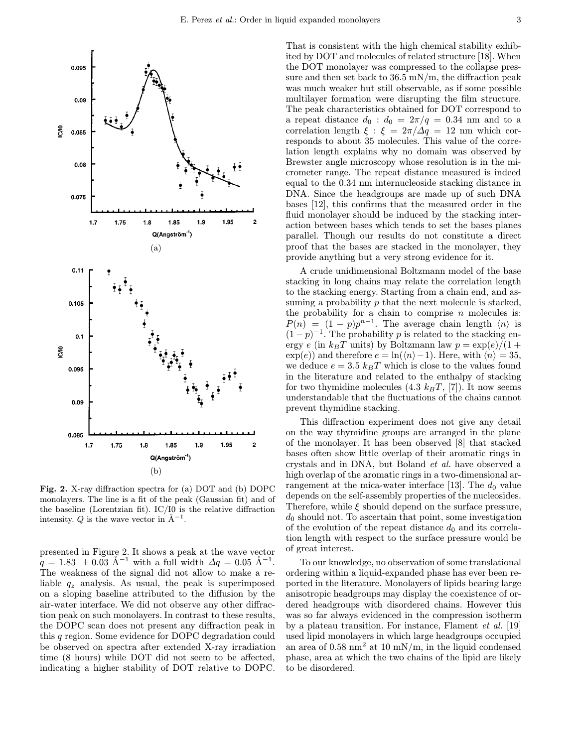Fig. 2. X-ray diffraction spectra for (a) DOT and (b) DOPC monolayers. The line is a fit of the peak (Gaussian fit) and of the baseline (Lorentzian fit). IC/I0 is the relative diffraction intensity. $Q$ is the wave vector in $\text{Å}^{-1}$.

presented in Figure 2. It shows a peak at the wave vector $q = 1.83 \pm 0.03$ $\text{Å}^{-1}$ with a full width $\Delta q = 0.05$ $\text{Å}^{-1}$. The weakness of the signal did not allow to make a reliable $q_z$ analysis. As usual, the peak is superimposed on a sloping baseline attributed to the diffusion by the air-water interface. We did not observe any other diffraction peak on such monolayers. In contrast to these results, the DOPC scan does not present any diffraction peak in this $q$ region. Some evidence for DOPC degradation could be observed on spectra after extended X-ray irradiation time (8 hours) while DOT did not seem to be affected, indicating a higher stability of DOT relative to DOPC. That is consistent with the high chemical stability exhibited by DOT and molecules of related structure [18]. When the DOT monolayer was compressed to the collapse pressure and then set back to 36.5 mN/m, the diffraction peak was much weaker but still observable, as if some possible multilayer formation were disrupting the film structure. The peak characteristics obtained for DOT correspond to a repeat distance $d_0$ : $d_0 = 2\pi/q = 0.34$ nm and to a correlation length $\xi$ : $\xi = 2\pi/\Delta q = 12$ nm which corresponds to about 35 molecules. This value of the correlation length explains why no domain was observed by Brewster angle microscopy whose resolution is in the micrometer range. The repeat distance measured is indeed equal to the 0.34 nm internucleoside stacking distance in DNA. Since the headgroups are made up of such DNA bases [12], this confirms that the measured order in the fluid monolayer should be induced by the stacking interaction between bases which tends to set the bases planes parallel. Though our results do not constitute a direct proof that the bases are stacked in the monolayer, they provide anything but a very strong evidence for it.

A crude unidimensional Boltzmann model of the base stacking in long chains may relate the correlation length to the stacking energy. Starting from a chain end, and assuming a probability $p$ that the next molecule is stacked, the probability for a chain to comprise $n$ molecules is: $P(n) = (1-p)p^{n-1}$. The average chain length $\langle n \rangle$ is $(1-p)^{-1}$. The probability $p$ is related to the stacking energy $e$ (in $k_BT$ units) by Boltzmann law $p = \exp(e)/(1 + \exp(e))$ and therefore $e = \ln(\langle n \rangle - 1)$. Here, with $\langle n \rangle = 35$, we deduce $e = 3.5$ $k_BT$ which is close to the values found in the literature and related to the enthalpy of stacking for two thymidine molecules (4.3 $k_BT$, [7]). It now seems understandable that the fluctuations of the chains cannot prevent thymidine stacking.

This diffraction experiment does not give any detail on the way thymidine groups are arranged in the plane of the monolayer. It has been observed [8] that stacked bases often show little overlap of their aromatic rings in crystals and in DNA, but Boland *et al.* have observed a high overlap of the aromatic rings in a two-dimensional arrangement at the mica-water interface [13]. The $d_0$ value depends on the self-assembly properties of the nucleosides. Therefore, while $\xi$ should depend on the surface pressure, $d_0$ should not. To ascertain that point, some investigation of the evolution of the repeat distance $d_0$ and its correlation length with respect to the surface pressure would be of great interest.

To our knowledge, no observation of some translational ordering within a liquid-expanded phase has ever been reported in the literature. Monolayers of lipids bearing large anisotropic headgroups may display the coexistence of ordered headgroups with disordered chains. However this was so far always evidenced in the compression isotherm by a plateau transition. For instance, Flament *et al.* [19] used lipid monolayers in which large headgroups occupied an area of 0.58 nm$^2$ at 10 mN/m, in the liquid condensed phase, area at which the two chains of the lipid are likely to be disordered.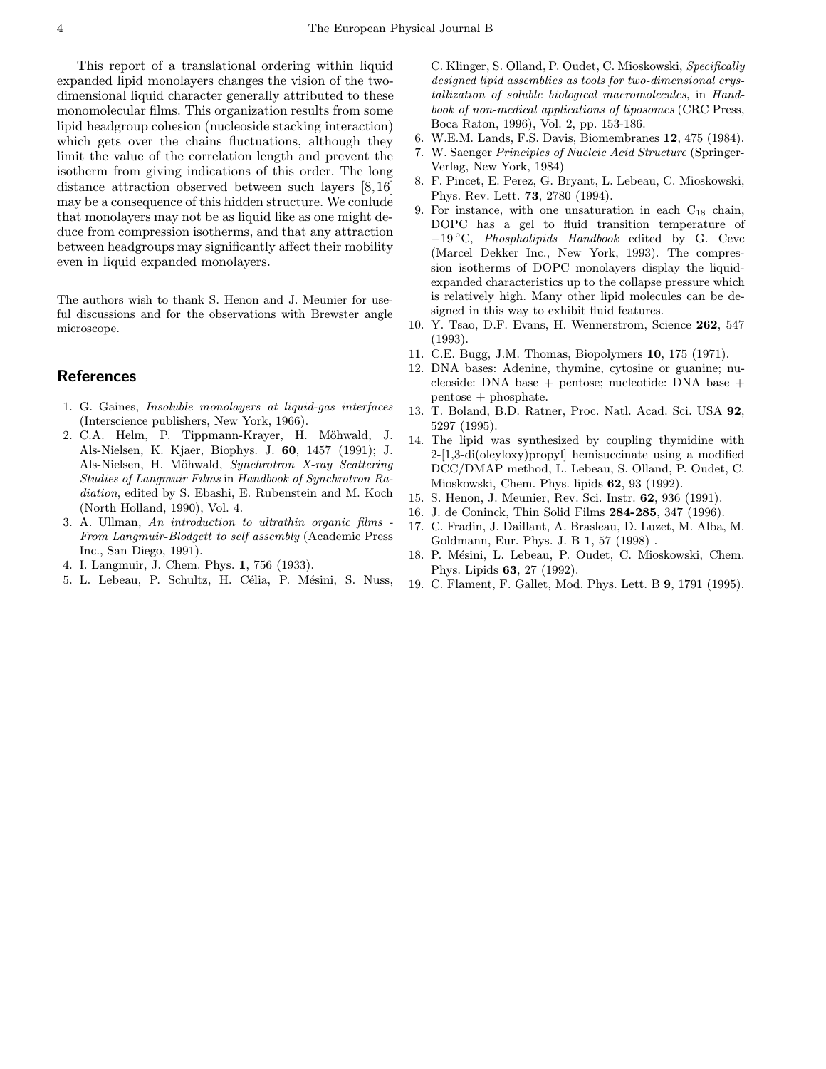This report of a translational ordering within liquid expanded lipid monolayers changes the vision of the two-dimensional liquid character generally attributed to these monomolecular films. This organization results from some lipid headgroup cohesion (nucleoside stacking interaction) which gets over the chains fluctuations, although they limit the value of the correlation length and prevent the isotherm from giving indications of this order. The long distance attraction observed between such layers [8,16] may be a consequence of this hidden structure. We conlude that monolayers may not be as liquid like as one might deduce from compression isotherms, and that any attraction between headgroups may significantly affect their mobility even in liquid expanded monolayers.

The authors wish to thank S. Henon and J. Meunier for useful discussions and for the observations with Brewster angle microscope.

## References

1. G. Gaines, *Insoluble monolayers at liquid-gas interfaces* (Interscience publishers, New York, 1966).
2. C.A. Helm, P. Tippmann-Krayer, H. Möhwald, J. Als-Nielsen, K. Kjaer, Biophys. J. **60**, 1457 (1991); J. Als-Nielsen, H. Möhwald, *Synchrotron X-ray Scattering Studies of Langmuir Films* in *Handbook of Synchrotron Radiation*, edited by S. Ebashi, E. Rubenstein and M. Koch (North Holland, 1990), Vol. 4.
3. A. Ullman, *An introduction to ultrathin organic films - From Langmuir-Blodgett to self assembly* (Academic Press Inc., San Diego, 1991).
4. I. Langmuir, J. Chem. Phys. **1**, 756 (1933).
5. L. Lebeau, P. Schultz, H. Célia, P. Mésini, S. Nuss, C. Klinger, S. Olland, P. Oudet, C. Mioskowski, *Specifically designed lipid assemblies as tools for two-dimensional crystallization of soluble biological macromolecules*, in *Handbook of non-medical applications of liposomes* (CRC Press, Boca Raton, 1996), Vol. 2, pp. 153-186.
6. W.E.M. Lands, F.S. Davis, Biomembranes **12**, 475 (1984).
7. W. Saenger *Principles of Nucleic Acid Structure* (Springer-Verlag, New York, 1984)
8. F. Pincet, E. Perez, G. Bryant, L. Lebeau, C. Mioskowski, Phys. Rev. Lett. **73**, 2780 (1994).
9. For instance, with one unsaturation in each $C_{18}$ chain, DOPC has a gel to fluid transition temperature of $-19\,^{\circ}$C, *Phospholipids Handbook* edited by G. Cevc (Marcel Dekker Inc., New York, 1993). The compression isotherms of DOPC monolayers display the liquid-expanded characteristics up to the collapse pressure which is relatively high. Many other lipid molecules can be designed in this way to exhibit fluid features.
10. Y. Tsao, D.F. Evans, H. Wennerstrom, Science **262**, 547 (1993).
11. C.E. Bugg, J.M. Thomas, Biopolymers **10**, 175 (1971).
12. DNA bases: Adenine, thymine, cytosine or guanine; nucleoside: DNA base + pentose; nucleotide: DNA base + pentose + phosphate.
13. T. Boland, B.D. Ratner, Proc. Natl. Acad. Sci. USA **92**, 5297 (1995).
14. The lipid was synthesized by coupling thymidine with 2-[1,3-di(oleyloxy)propyl] hemisuccinate using a modified DCC/DMAP method, L. Lebeau, S. Olland, P. Oudet, C. Mioskowski, Chem. Phys. lipids **62**, 93 (1992).
15. S. Henon, J. Meunier, Rev. Sci. Instr. **62**, 936 (1991).
16. J. de Coninck, Thin Solid Films **284-285**, 347 (1996).
17. C. Fradin, J. Daillant, A. Brasleau, D. Luzet, M. Alba, M. Goldmann, Eur. Phys. J. B **1**, 57 (1998) .
18. P. Mésini, L. Lebeau, P. Oudet, C. Mioskowski, Chem. Phys. Lipids **63**, 27 (1992).
19. C. Flament, F. Gallet, Mod. Phys. Lett. B **9**, 1791 (1995).